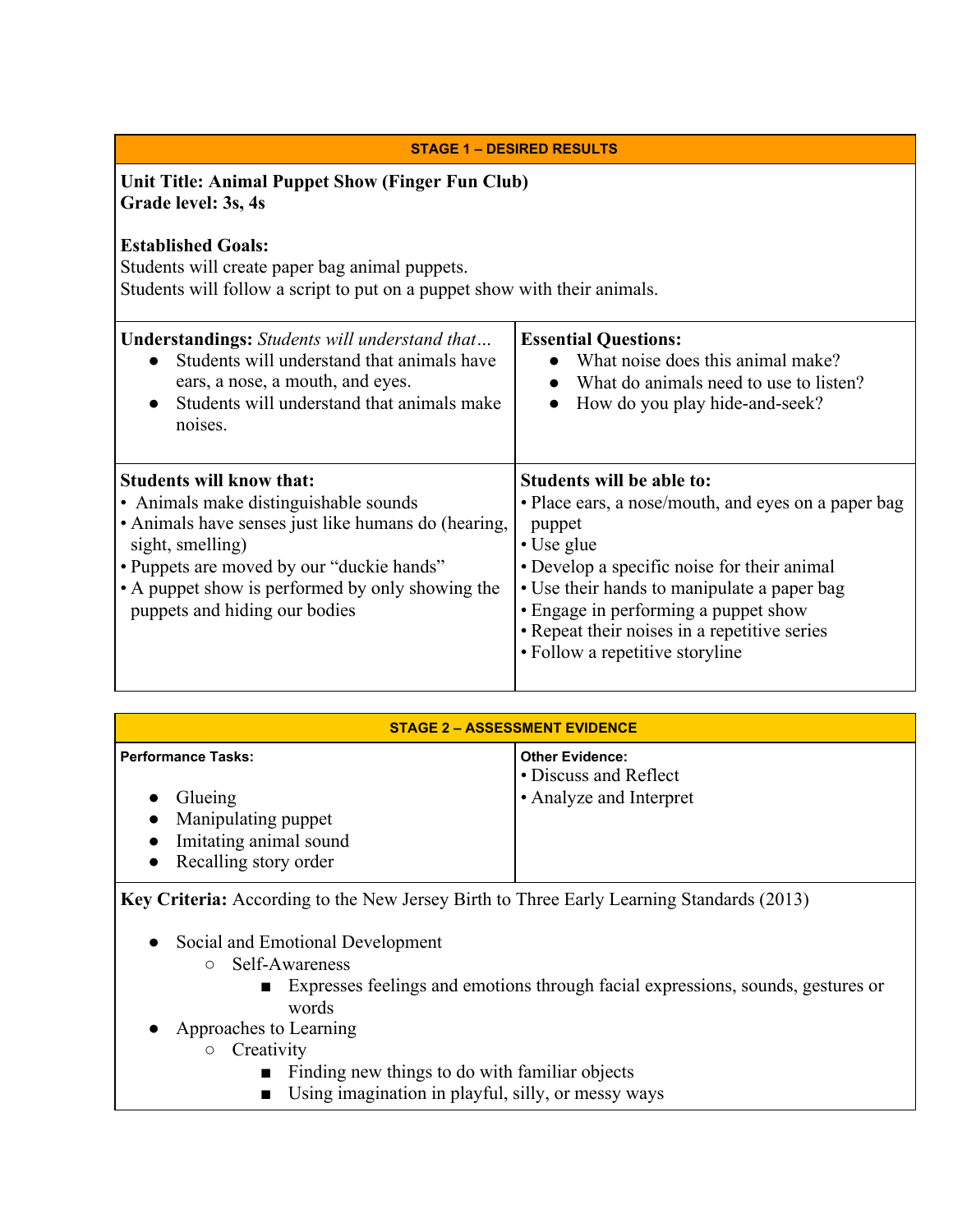## STAGE 1 – DESIRED RESULTS

**Unit Title: Animal Puppet Show (Finger Fun Club)**
**Grade level: 3s, 4s**

**Established Goals:**
Students will create paper bag animal puppets.
Students will follow a script to put on a puppet show with their animals.

**Understandings:** *Students will understand that…*

- Students will understand that animals have ears, a nose, a mouth, and eyes.
- Students will understand that animals make noises.

**Essential Questions:**

- What noise does this animal make?
- What do animals need to use to listen?
- How do you play hide-and-seek?

**Students will know that:**

- Animals make distinguishable sounds
- Animals have senses just like humans do (hearing, sight, smelling)
- Puppets are moved by our "duckie hands"
- A puppet show is performed by only showing the puppets and hiding our bodies

**Students will be able to:**

- Place ears, a nose/mouth, and eyes on a paper bag puppet
- Use glue
- Develop a specific noise for their animal
- Use their hands to manipulate a paper bag
- Engage in performing a puppet show
- Repeat their noises in a repetitive series
- Follow a repetitive storyline

## STAGE 2 – ASSESSMENT EVIDENCE

**Performance Tasks:**

- Glueing
- Manipulating puppet
- Imitating animal sound
- Recalling story order

**Other Evidence:**

- Discuss and Reflect
- Analyze and Interpret

**Key Criteria:** According to the New Jersey Birth to Three Early Learning Standards (2013)

- Social and Emotional Development
  - Self-Awareness
    - Expresses feelings and emotions through facial expressions, sounds, gestures or words
- Approaches to Learning
  - Creativity
    - Finding new things to do with familiar objects
    - Using imagination in playful, silly, or messy ways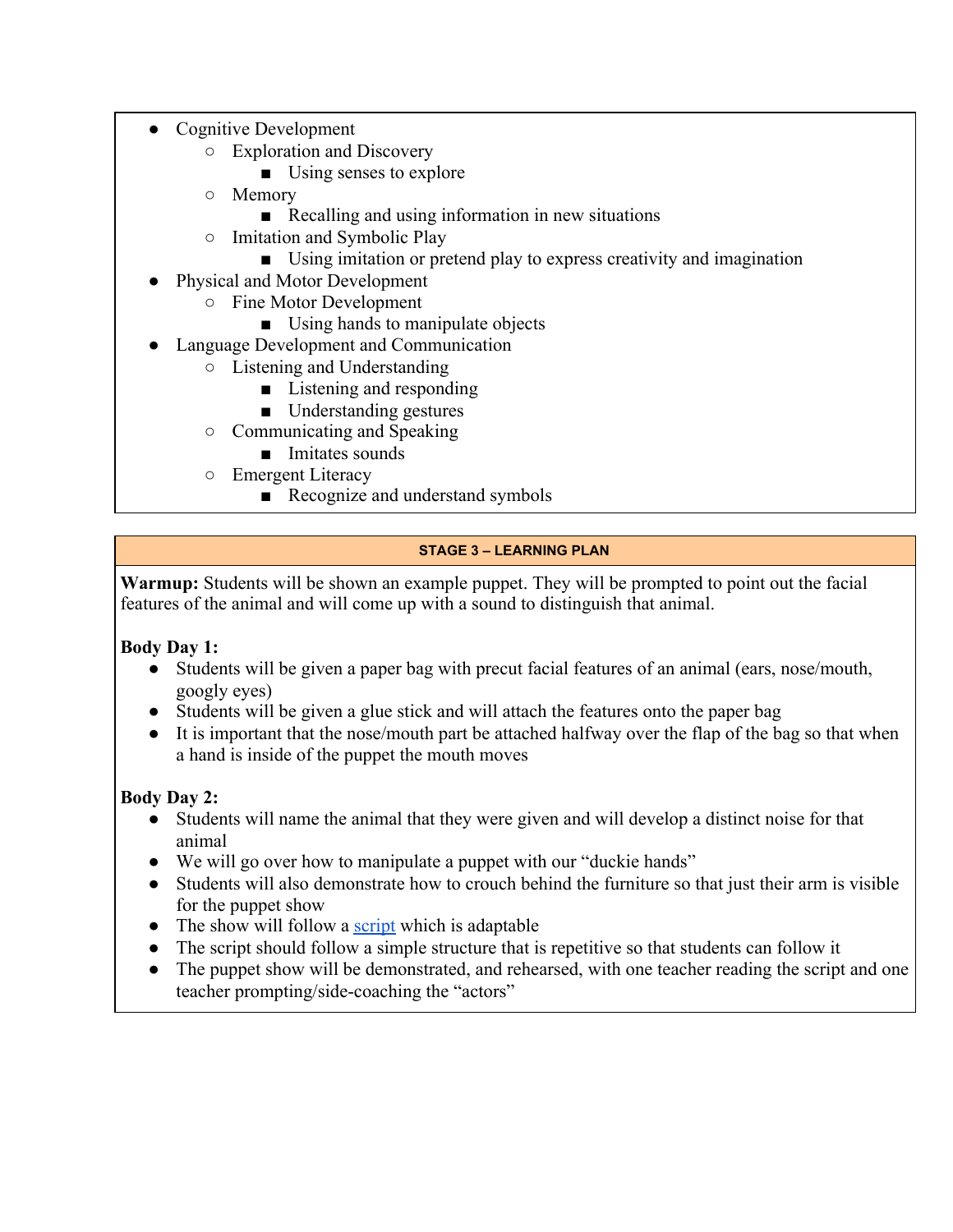- Cognitive Development
  - Exploration and Discovery
    - Using senses to explore
  - Memory
    - Recalling and using information in new situations
  - Imitation and Symbolic Play
    - Using imitation or pretend play to express creativity and imagination
- Physical and Motor Development
  - Fine Motor Development
    - Using hands to manipulate objects
- Language Development and Communication
  - Listening and Understanding
    - Listening and responding
    - Understanding gestures
  - Communicating and Speaking
    - Imitates sounds
  - Emergent Literacy
    - Recognize and understand symbols

## STAGE 3 – LEARNING PLAN

**Warmup:** Students will be shown an example puppet. They will be prompted to point out the facial features of the animal and will come up with a sound to distinguish that animal.

**Body Day 1:**

- Students will be given a paper bag with precut facial features of an animal (ears, nose/mouth, googly eyes)
- Students will be given a glue stick and will attach the features onto the paper bag
- It is important that the nose/mouth part be attached halfway over the flap of the bag so that when a hand is inside of the puppet the mouth moves

**Body Day 2:**

- Students will name the animal that they were given and will develop a distinct noise for that animal
- We will go over how to manipulate a puppet with our "duckie hands"
- Students will also demonstrate how to crouch behind the furniture so that just their arm is visible for the puppet show
- The show will follow a script which is adaptable
- The script should follow a simple structure that is repetitive so that students can follow it
- The puppet show will be demonstrated, and rehearsed, with one teacher reading the script and one teacher prompting/side-coaching the "actors"